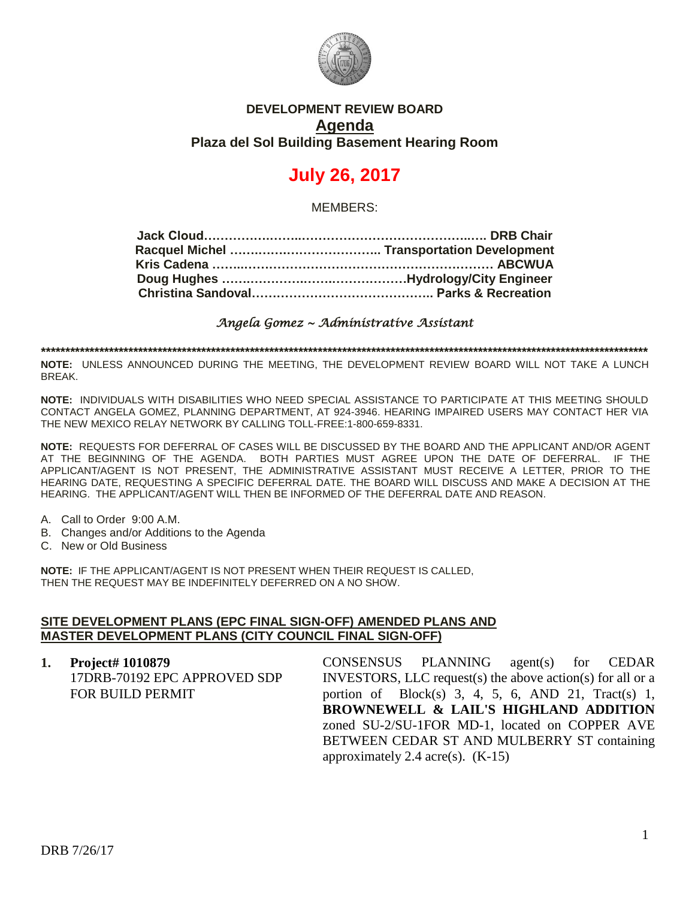# DEVELOPMENT REVIEW BOARD

## Agenda

### Plaza del Sol Building Basement Hearing Room

## July 26, 2017

MEMBERS:

**Jack Cloud……………………………………………………….. DRB Chair**
**Racquel Michel ……………………………… Transportation Development**
**Kris Cadena …………………………………………………………… ABCWUA**
**Doug Hughes ………………………………………Hydrology/City Engineer**
**Christina Sandoval…………………………………….. Parks & Recreation**

*Angela Gomez ~ Administrative Assistant*

******************************************************************************************************************************************

**NOTE:** UNLESS ANNOUNCED DURING THE MEETING, THE DEVELOPMENT REVIEW BOARD WILL NOT TAKE A LUNCH BREAK.

**NOTE:** INDIVIDUALS WITH DISABILITIES WHO NEED SPECIAL ASSISTANCE TO PARTICIPATE AT THIS MEETING SHOULD CONTACT ANGELA GOMEZ, PLANNING DEPARTMENT, AT 924-3946. HEARING IMPAIRED USERS MAY CONTACT HER VIA THE NEW MEXICO RELAY NETWORK BY CALLING TOLL-FREE:1-800-659-8331.

**NOTE:** REQUESTS FOR DEFERRAL OF CASES WILL BE DISCUSSED BY THE BOARD AND THE APPLICANT AND/OR AGENT AT THE BEGINNING OF THE AGENDA. BOTH PARTIES MUST AGREE UPON THE DATE OF DEFERRAL. IF THE APPLICANT/AGENT IS NOT PRESENT, THE ADMINISTRATIVE ASSISTANT MUST RECEIVE A LETTER, PRIOR TO THE HEARING DATE, REQUESTING A SPECIFIC DEFERRAL DATE. THE BOARD WILL DISCUSS AND MAKE A DECISION AT THE HEARING. THE APPLICANT/AGENT WILL THEN BE INFORMED OF THE DEFERRAL DATE AND REASON.

A. Call to Order 9:00 A.M.
B. Changes and/or Additions to the Agenda
C. New or Old Business

**NOTE:** IF THE APPLICANT/AGENT IS NOT PRESENT WHEN THEIR REQUEST IS CALLED, THEN THE REQUEST MAY BE INDEFINITELY DEFERRED ON A NO SHOW.

**SITE DEVELOPMENT PLANS (EPC FINAL SIGN-OFF) AMENDED PLANS AND MASTER DEVELOPMENT PLANS (CITY COUNCIL FINAL SIGN-OFF)**

1. **Project# 1010879**
   17DRB-70192 EPC APPROVED SDP FOR BUILD PERMIT

   CONSENSUS PLANNING agent(s) for CEDAR INVESTORS, LLC request(s) the above action(s) for all or a portion of Block(s) 3, 4, 5, 6, AND 21, Tract(s) 1, **BROWNEWELL & LAIL'S HIGHLAND ADDITION** zoned SU-2/SU-1FOR MD-1, located on COPPER AVE BETWEEN CEDAR ST AND MULBERRY ST containing approximately 2.4 acre(s). (K-15)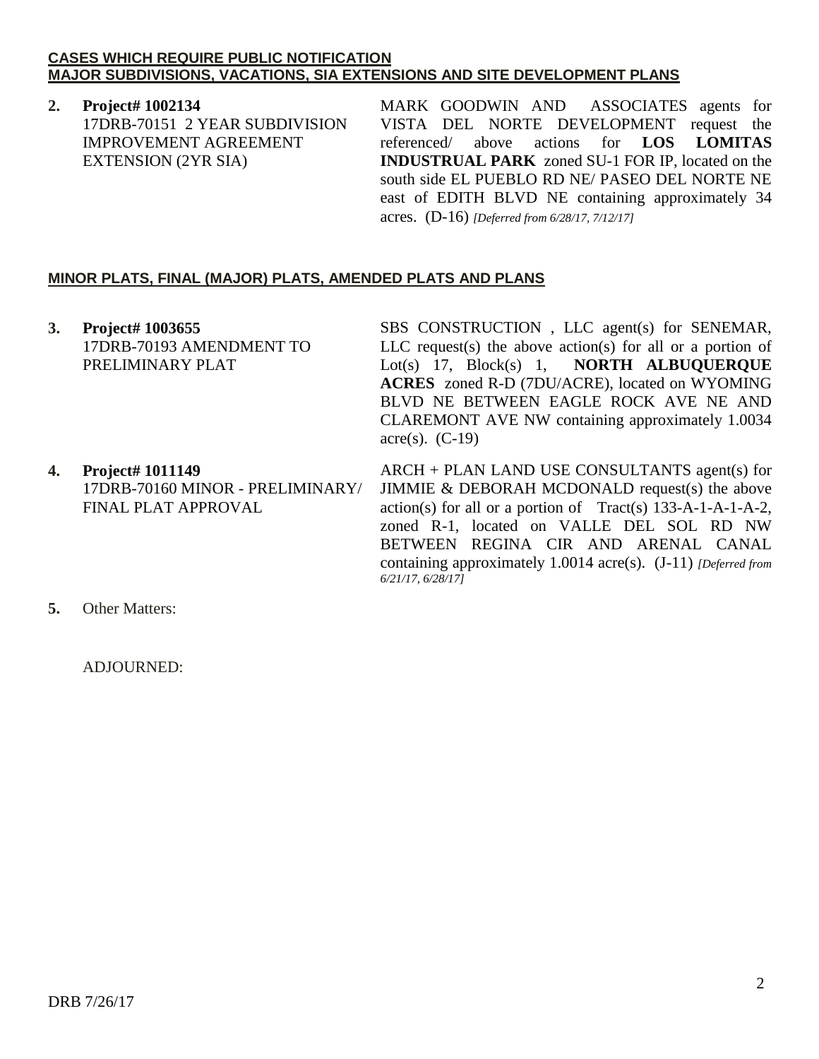**CASES WHICH REQUIRE PUBLIC NOTIFICATION**
**MAJOR SUBDIVISIONS, VACATIONS, SIA EXTENSIONS AND SITE DEVELOPMENT PLANS**

**2. Project# 1002134**
17DRB-70151 2 YEAR SUBDIVISION IMPROVEMENT AGREEMENT EXTENSION (2YR SIA)

MARK GOODWIN AND ASSOCIATES agents for VISTA DEL NORTE DEVELOPMENT request the referenced/ above actions for **LOS LOMITAS INDUSTRUAL PARK** zoned SU-1 FOR IP, located on the south side EL PUEBLO RD NE/ PASEO DEL NORTE NE east of EDITH BLVD NE containing approximately 34 acres. (D-16) *[Deferred from 6/28/17, 7/12/17]*

**MINOR PLATS, FINAL (MAJOR) PLATS, AMENDED PLATS AND PLANS**

**3. Project# 1003655**
17DRB-70193 AMENDMENT TO PRELIMINARY PLAT

SBS CONSTRUCTION , LLC agent(s) for SENEMAR, LLC request(s) the above action(s) for all or a portion of Lot(s) 17, Block(s) 1, **NORTH ALBUQUERQUE ACRES** zoned R-D (7DU/ACRE), located on WYOMING BLVD NE BETWEEN EAGLE ROCK AVE NE AND CLAREMONT AVE NW containing approximately 1.0034 acre(s). (C-19)

**4. Project# 1011149**
17DRB-70160 MINOR - PRELIMINARY/ FINAL PLAT APPROVAL

ARCH + PLAN LAND USE CONSULTANTS agent(s) for JIMMIE & DEBORAH MCDONALD request(s) the above action(s) for all or a portion of Tract(s) 133-A-1-A-1-A-2, zoned R-1, located on VALLE DEL SOL RD NW BETWEEN REGINA CIR AND ARENAL CANAL containing approximately 1.0014 acre(s). (J-11) *[Deferred from 6/21/17, 6/28/17]*

**5.** Other Matters:

ADJOURNED: